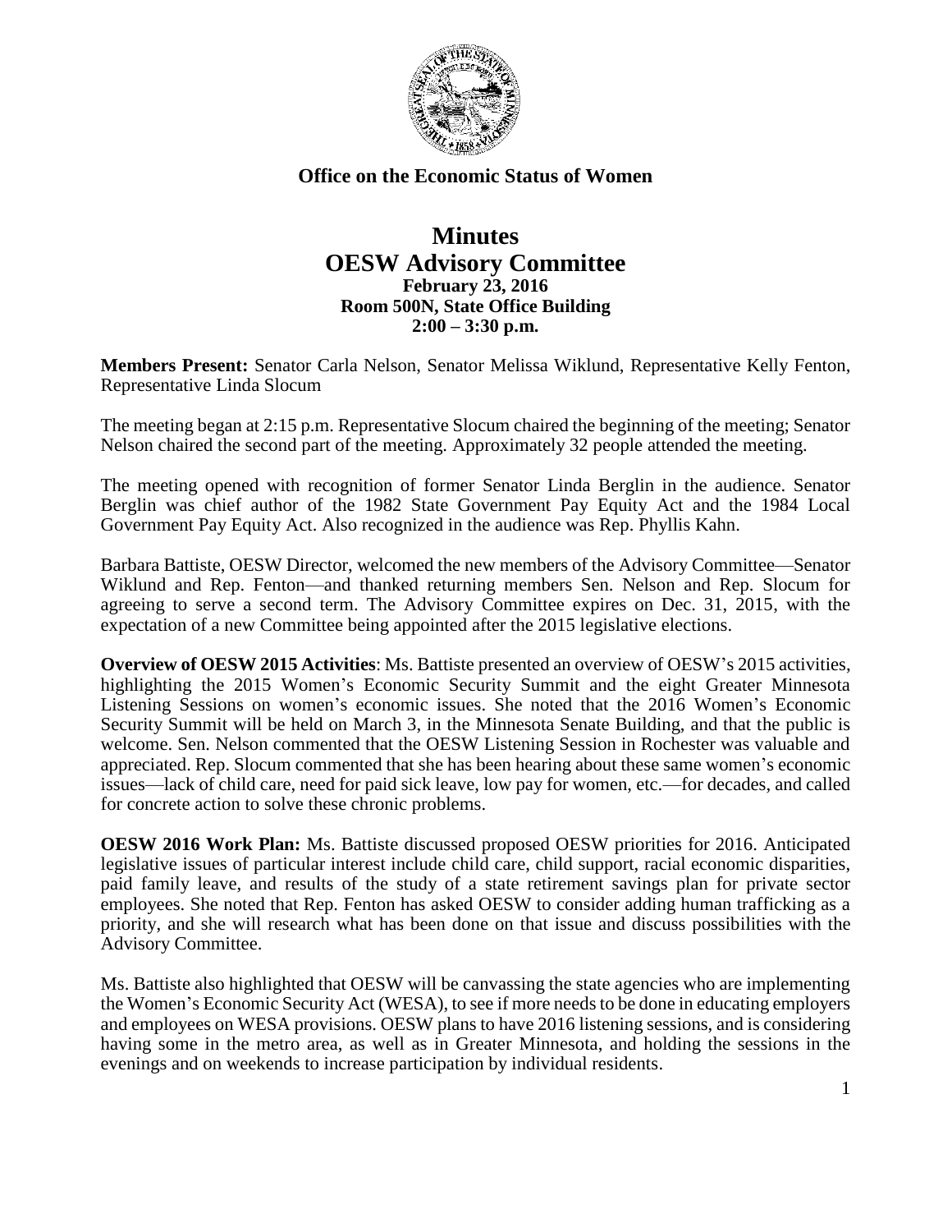## Office on the Economic Status of Women

# Minutes
# OESW Advisory Committee

**February 23, 2016**
**Room 500N, State Office Building**
**2:00 – 3:30 p.m.**

**Members Present:** Senator Carla Nelson, Senator Melissa Wiklund, Representative Kelly Fenton, Representative Linda Slocum

The meeting began at 2:15 p.m. Representative Slocum chaired the beginning of the meeting; Senator Nelson chaired the second part of the meeting. Approximately 32 people attended the meeting.

The meeting opened with recognition of former Senator Linda Berglin in the audience. Senator Berglin was chief author of the 1982 State Government Pay Equity Act and the 1984 Local Government Pay Equity Act. Also recognized in the audience was Rep. Phyllis Kahn.

Barbara Battiste, OESW Director, welcomed the new members of the Advisory Committee—Senator Wiklund and Rep. Fenton—and thanked returning members Sen. Nelson and Rep. Slocum for agreeing to serve a second term. The Advisory Committee expires on Dec. 31, 2015, with the expectation of a new Committee being appointed after the 2015 legislative elections.

**Overview of OESW 2015 Activities**: Ms. Battiste presented an overview of OESW's 2015 activities, highlighting the 2015 Women's Economic Security Summit and the eight Greater Minnesota Listening Sessions on women's economic issues. She noted that the 2016 Women's Economic Security Summit will be held on March 3, in the Minnesota Senate Building, and that the public is welcome. Sen. Nelson commented that the OESW Listening Session in Rochester was valuable and appreciated. Rep. Slocum commented that she has been hearing about these same women's economic issues—lack of child care, need for paid sick leave, low pay for women, etc.—for decades, and called for concrete action to solve these chronic problems.

**OESW 2016 Work Plan:** Ms. Battiste discussed proposed OESW priorities for 2016. Anticipated legislative issues of particular interest include child care, child support, racial economic disparities, paid family leave, and results of the study of a state retirement savings plan for private sector employees. She noted that Rep. Fenton has asked OESW to consider adding human trafficking as a priority, and she will research what has been done on that issue and discuss possibilities with the Advisory Committee.

Ms. Battiste also highlighted that OESW will be canvassing the state agencies who are implementing the Women's Economic Security Act (WESA), to see if more needs to be done in educating employers and employees on WESA provisions. OESW plans to have 2016 listening sessions, and is considering having some in the metro area, as well as in Greater Minnesota, and holding the sessions in the evenings and on weekends to increase participation by individual residents.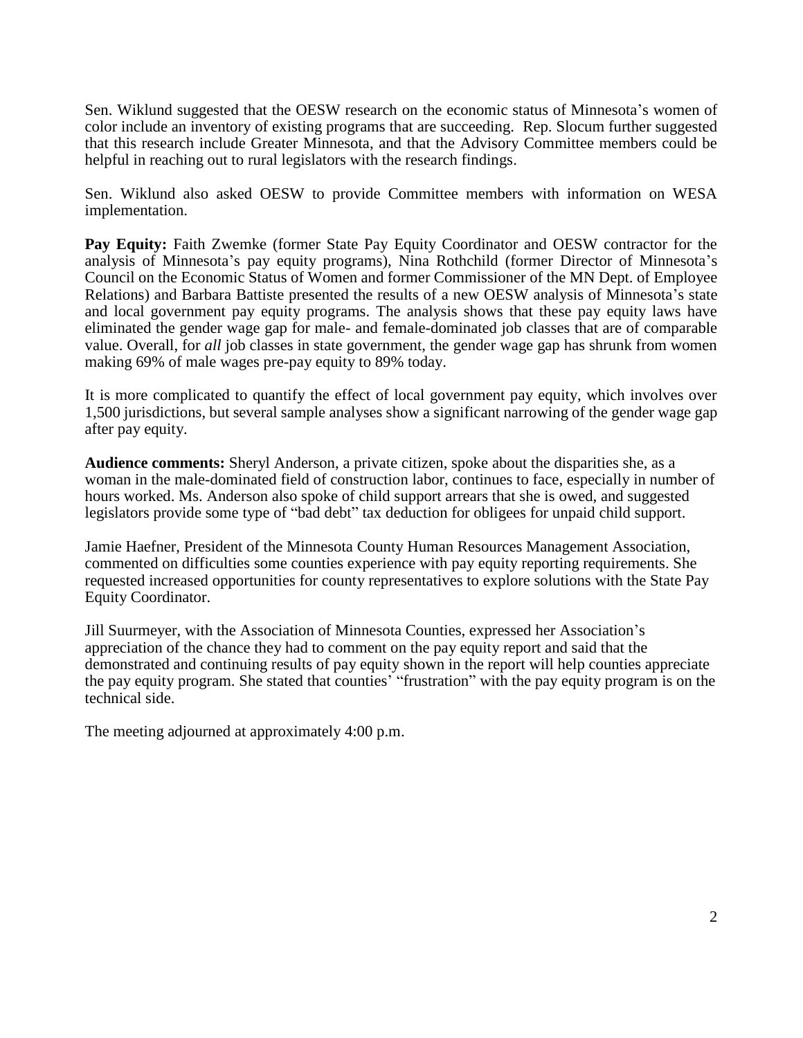Sen. Wiklund suggested that the OESW research on the economic status of Minnesota's women of color include an inventory of existing programs that are succeeding. Rep. Slocum further suggested that this research include Greater Minnesota, and that the Advisory Committee members could be helpful in reaching out to rural legislators with the research findings.

Sen. Wiklund also asked OESW to provide Committee members with information on WESA implementation.

**Pay Equity:** Faith Zwemke (former State Pay Equity Coordinator and OESW contractor for the analysis of Minnesota's pay equity programs), Nina Rothchild (former Director of Minnesota's Council on the Economic Status of Women and former Commissioner of the MN Dept. of Employee Relations) and Barbara Battiste presented the results of a new OESW analysis of Minnesota's state and local government pay equity programs. The analysis shows that these pay equity laws have eliminated the gender wage gap for male- and female-dominated job classes that are of comparable value. Overall, for *all* job classes in state government, the gender wage gap has shrunk from women making 69% of male wages pre-pay equity to 89% today.

It is more complicated to quantify the effect of local government pay equity, which involves over 1,500 jurisdictions, but several sample analyses show a significant narrowing of the gender wage gap after pay equity.

**Audience comments:** Sheryl Anderson, a private citizen, spoke about the disparities she, as a woman in the male-dominated field of construction labor, continues to face, especially in number of hours worked. Ms. Anderson also spoke of child support arrears that she is owed, and suggested legislators provide some type of "bad debt" tax deduction for obligees for unpaid child support.

Jamie Haefner, President of the Minnesota County Human Resources Management Association, commented on difficulties some counties experience with pay equity reporting requirements. She requested increased opportunities for county representatives to explore solutions with the State Pay Equity Coordinator.

Jill Suurmeyer, with the Association of Minnesota Counties, expressed her Association's appreciation of the chance they had to comment on the pay equity report and said that the demonstrated and continuing results of pay equity shown in the report will help counties appreciate the pay equity program. She stated that counties' "frustration" with the pay equity program is on the technical side.

The meeting adjourned at approximately 4:00 p.m.